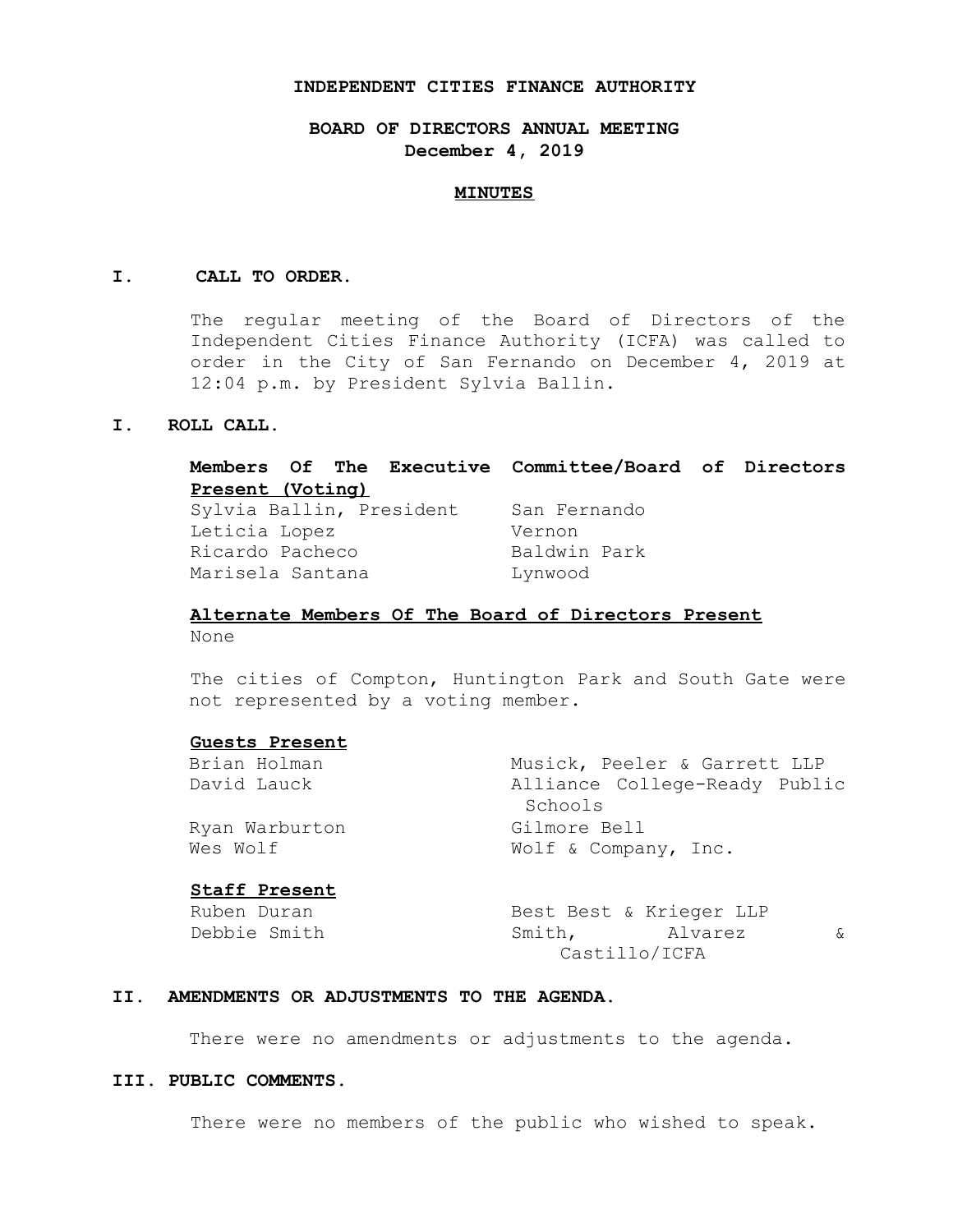# INDEPENDENT CITIES FINANCE AUTHORITY

## BOARD OF DIRECTORS ANNUAL MEETING
## December 4, 2019

### MINUTES

**I. CALL TO ORDER.**

The regular meeting of the Board of Directors of the Independent Cities Finance Authority (ICFA) was called to order in the City of San Fernando on December 4, 2019 at 12:04 p.m. by President Sylvia Ballin.

**I. ROLL CALL.**

**Members Of The Executive Committee/Board of Directors Present (Voting)**

| | |
|---|---|
| Sylvia Ballin, President | San Fernando |
| Leticia Lopez | Vernon |
| Ricardo Pacheco | Baldwin Park |
| Marisela Santana | Lynwood |

**Alternate Members Of The Board of Directors Present**

None

The cities of Compton, Huntington Park and South Gate were not represented by a voting member.

**Guests Present**

| | |
|---|---|
| Brian Holman | Musick, Peeler & Garrett LLP |
| David Lauck | Alliance College-Ready Public Schools |
| Ryan Warburton | Gilmore Bell |
| Wes Wolf | Wolf & Company, Inc. |

**Staff Present**

| | |
|---|---|
| Ruben Duran | Best Best & Krieger LLP |
| Debbie Smith | Smith, Alvarez & Castillo/ICFA |

**II. AMENDMENTS OR ADJUSTMENTS TO THE AGENDA.**

There were no amendments or adjustments to the agenda.

**III. PUBLIC COMMENTS.**

There were no members of the public who wished to speak.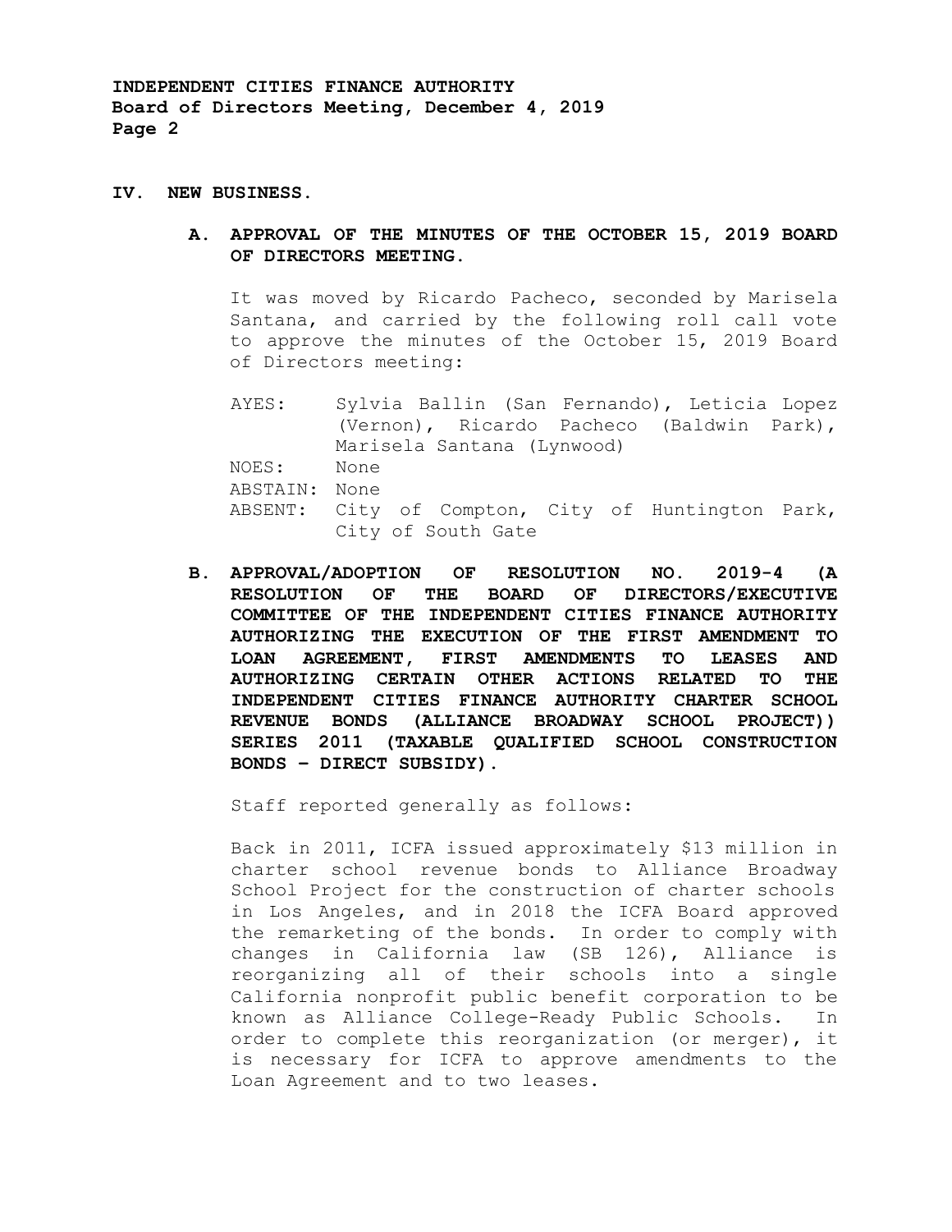## IV. NEW BUSINESS.

### A. APPROVAL OF THE MINUTES OF THE OCTOBER 15, 2019 BOARD OF DIRECTORS MEETING.

It was moved by Ricardo Pacheco, seconded by Marisela Santana, and carried by the following roll call vote to approve the minutes of the October 15, 2019 Board of Directors meeting:

AYES: Sylvia Ballin (San Fernando), Leticia Lopez (Vernon), Ricardo Pacheco (Baldwin Park), Marisela Santana (Lynwood)
NOES: None
ABSTAIN: None
ABSENT: City of Compton, City of Huntington Park, City of South Gate

### B. APPROVAL/ADOPTION OF RESOLUTION NO. 2019-4 (A RESOLUTION OF THE BOARD OF DIRECTORS/EXECUTIVE COMMITTEE OF THE INDEPENDENT CITIES FINANCE AUTHORITY AUTHORIZING THE EXECUTION OF THE FIRST AMENDMENT TO LOAN AGREEMENT, FIRST AMENDMENTS TO LEASES AND AUTHORIZING CERTAIN OTHER ACTIONS RELATED TO THE INDEPENDENT CITIES FINANCE AUTHORITY CHARTER SCHOOL REVENUE BONDS (ALLIANCE BROADWAY SCHOOL PROJECT)) SERIES 2011 (TAXABLE QUALIFIED SCHOOL CONSTRUCTION BONDS – DIRECT SUBSIDY).

Staff reported generally as follows:

Back in 2011, ICFA issued approximately $13 million in charter school revenue bonds to Alliance Broadway School Project for the construction of charter schools in Los Angeles, and in 2018 the ICFA Board approved the remarketing of the bonds. In order to comply with changes in California law (SB 126), Alliance is reorganizing all of their schools into a single California nonprofit public benefit corporation to be known as Alliance College-Ready Public Schools. In order to complete this reorganization (or merger), it is necessary for ICFA to approve amendments to the Loan Agreement and to two leases.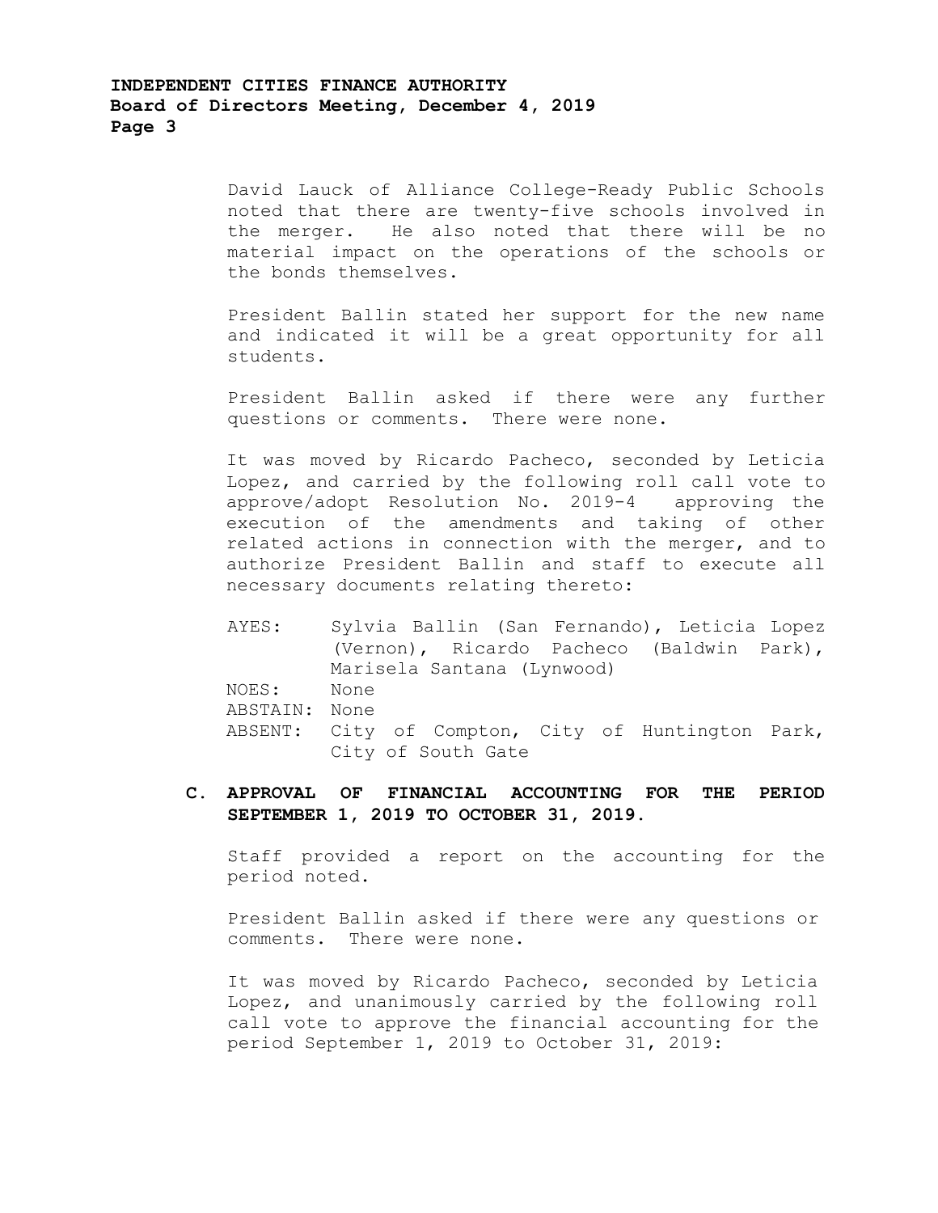David Lauck of Alliance College-Ready Public Schools noted that there are twenty-five schools involved in the merger. He also noted that there will be no material impact on the operations of the schools or the bonds themselves.

President Ballin stated her support for the new name and indicated it will be a great opportunity for all students.

President Ballin asked if there were any further questions or comments. There were none.

It was moved by Ricardo Pacheco, seconded by Leticia Lopez, and carried by the following roll call vote to approve/adopt Resolution No. 2019-4 approving the execution of the amendments and taking of other related actions in connection with the merger, and to authorize President Ballin and staff to execute all necessary documents relating thereto:

AYES: Sylvia Ballin (San Fernando), Leticia Lopez (Vernon), Ricardo Pacheco (Baldwin Park), Marisela Santana (Lynwood)
NOES: None
ABSTAIN: None
ABSENT: City of Compton, City of Huntington Park, City of South Gate

**C. APPROVAL OF FINANCIAL ACCOUNTING FOR THE PERIOD SEPTEMBER 1, 2019 TO OCTOBER 31, 2019.**

Staff provided a report on the accounting for the period noted.

President Ballin asked if there were any questions or comments. There were none.

It was moved by Ricardo Pacheco, seconded by Leticia Lopez, and unanimously carried by the following roll call vote to approve the financial accounting for the period September 1, 2019 to October 31, 2019: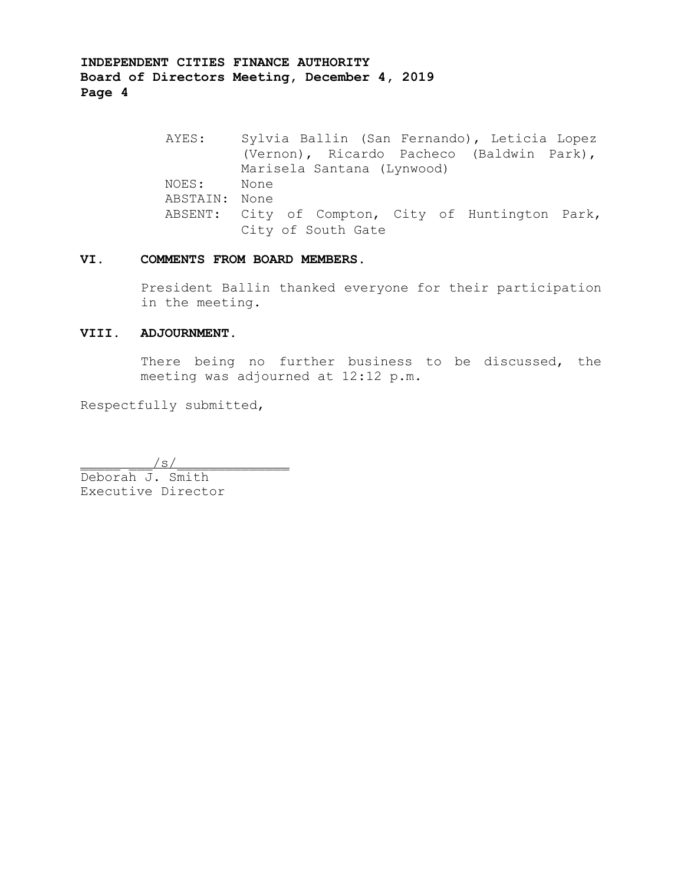AYES: Sylvia Ballin (San Fernando), Leticia Lopez (Vernon), Ricardo Pacheco (Baldwin Park), Marisela Santana (Lynwood)
NOES: None
ABSTAIN: None
ABSENT: City of Compton, City of Huntington Park, City of South Gate

## VI. COMMENTS FROM BOARD MEMBERS.

President Ballin thanked everyone for their participation in the meeting.

## VIII. ADJOURNMENT.

There being no further business to be discussed, the meeting was adjourned at 12:12 p.m.

Respectfully submitted,

/s/

Deborah J. Smith
Executive Director